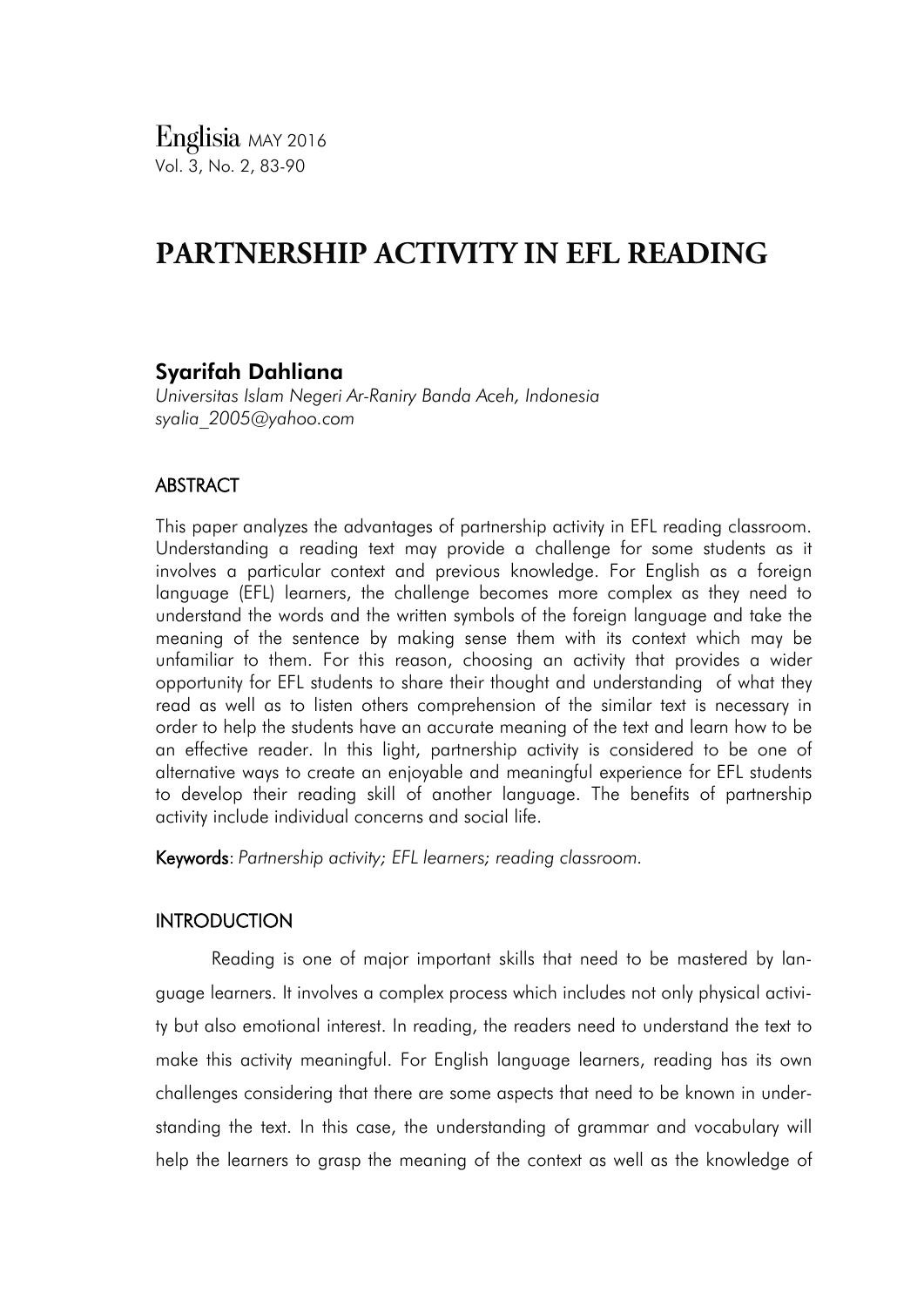# PARTNERSHIP ACTIVITY IN EFL READING

**Syarifah Dahliana**

*Universitas Islam Negeri Ar-Raniry Banda Aceh, Indonesia*
*syalia_2005@yahoo.com*

## ABSTRACT

This paper analyzes the advantages of partnership activity in EFL reading classroom. Understanding a reading text may provide a challenge for some students as it involves a particular context and previous knowledge. For English as a foreign language (EFL) learners, the challenge becomes more complex as they need to understand the words and the written symbols of the foreign language and take the meaning of the sentence by making sense them with its context which may be unfamiliar to them. For this reason, choosing an activity that provides a wider opportunity for EFL students to share their thought and understanding of what they read as well as to listen others comprehension of the similar text is necessary in order to help the students have an accurate meaning of the text and learn how to be an effective reader. In this light, partnership activity is considered to be one of alternative ways to create an enjoyable and meaningful experience for EFL students to develop their reading skill of another language. The benefits of partnership activity include individual concerns and social life.

**Keywords**: *Partnership activity; EFL learners; reading classroom.*

## INTRODUCTION

Reading is one of major important skills that need to be mastered by language learners. It involves a complex process which includes not only physical activity but also emotional interest. In reading, the readers need to understand the text to make this activity meaningful. For English language learners, reading has its own challenges considering that there are some aspects that need to be known in understanding the text. In this case, the understanding of grammar and vocabulary will help the learners to grasp the meaning of the context as well as the knowledge of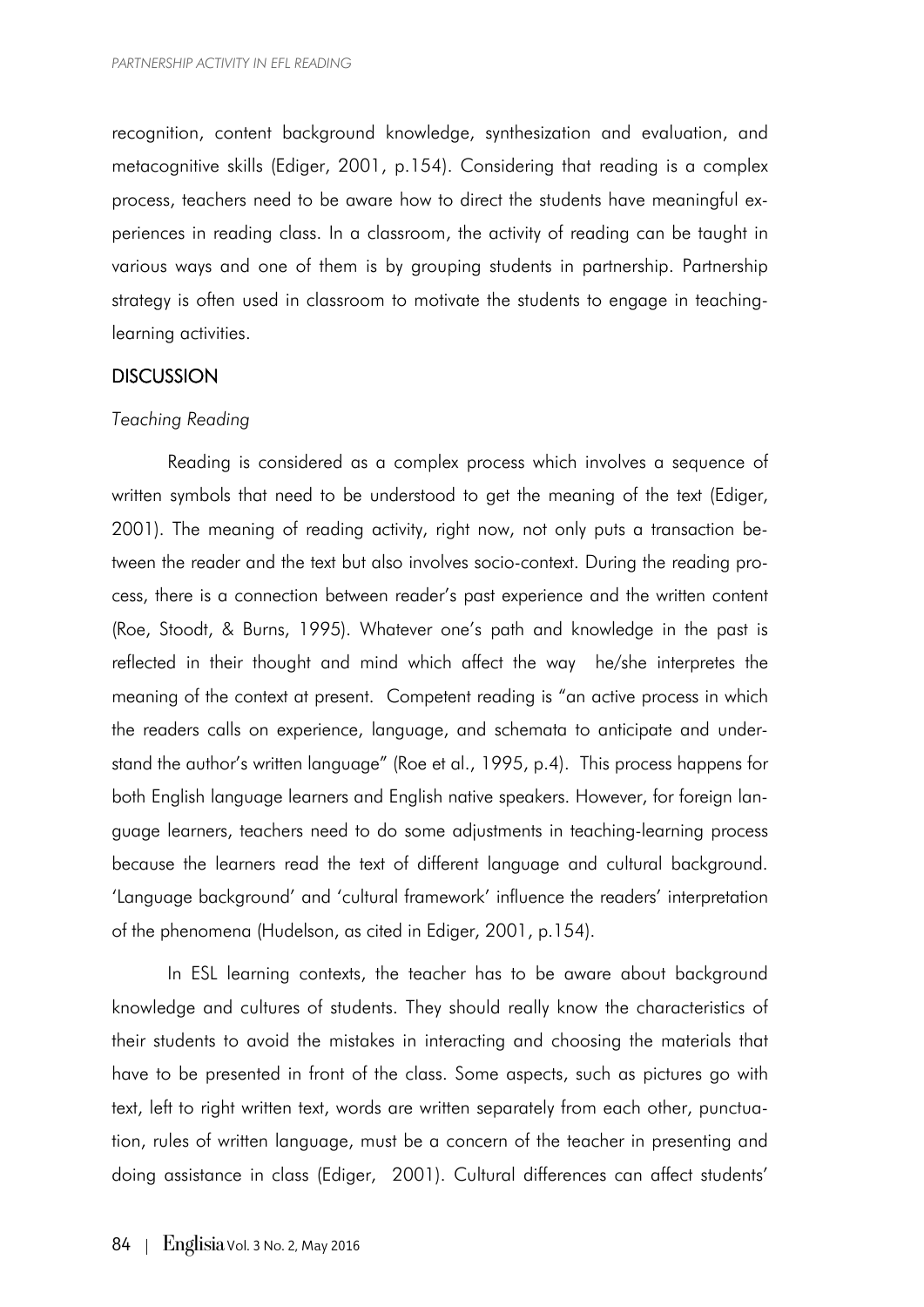recognition, content background knowledge, synthesization and evaluation, and metacognitive skills (Ediger, 2001, p.154). Considering that reading is a complex process, teachers need to be aware how to direct the students have meaningful experiences in reading class. In a classroom, the activity of reading can be taught in various ways and one of them is by grouping students in partnership. Partnership strategy is often used in classroom to motivate the students to engage in teaching-learning activities.

## DISCUSSION

### *Teaching Reading*

Reading is considered as a complex process which involves a sequence of written symbols that need to be understood to get the meaning of the text (Ediger, 2001). The meaning of reading activity, right now, not only puts a transaction between the reader and the text but also involves socio-context. During the reading process, there is a connection between reader's past experience and the written content (Roe, Stoodt, & Burns, 1995). Whatever one's path and knowledge in the past is reflected in their thought and mind which affect the way he/she interpretes the meaning of the context at present. Competent reading is "an active process in which the readers calls on experience, language, and schemata to anticipate and understand the author's written language" (Roe et al., 1995, p.4). This process happens for both English language learners and English native speakers. However, for foreign language learners, teachers need to do some adjustments in teaching-learning process because the learners read the text of different language and cultural background. 'Language background' and 'cultural framework' influence the readers' interpretation of the phenomena (Hudelson, as cited in Ediger, 2001, p.154).

In ESL learning contexts, the teacher has to be aware about background knowledge and cultures of students. They should really know the characteristics of their students to avoid the mistakes in interacting and choosing the materials that have to be presented in front of the class. Some aspects, such as pictures go with text, left to right written text, words are written separately from each other, punctuation, rules of written language, must be a concern of the teacher in presenting and doing assistance in class (Ediger, 2001). Cultural differences can affect students'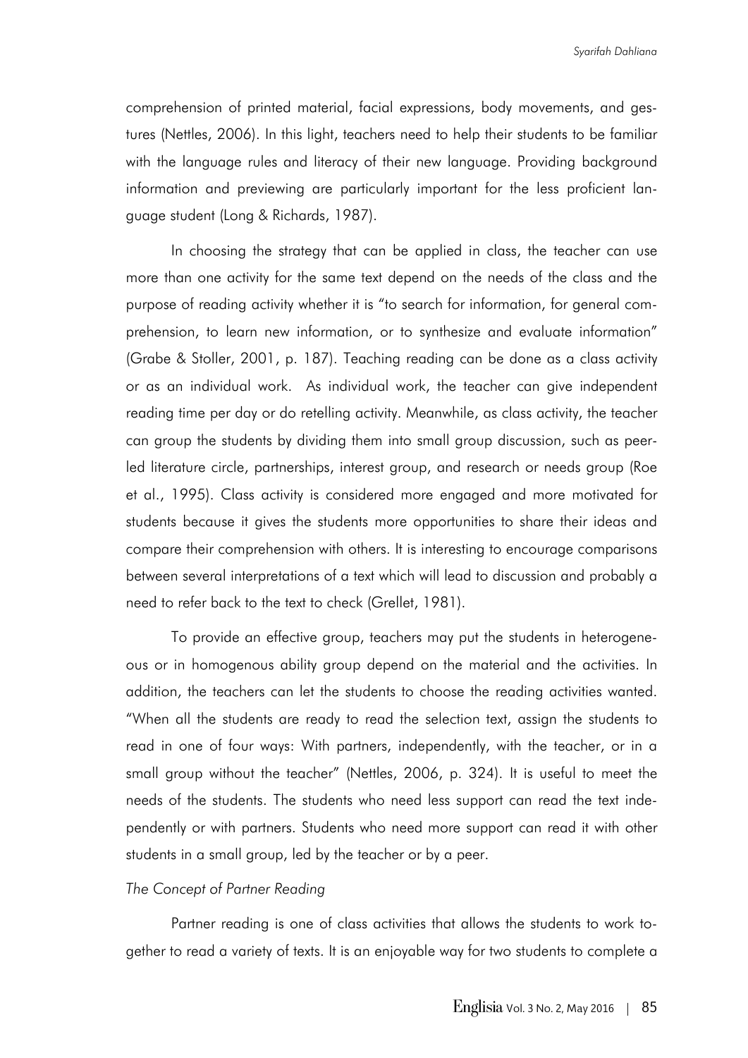comprehension of printed material, facial expressions, body movements, and gestures (Nettles, 2006). In this light, teachers need to help their students to be familiar with the language rules and literacy of their new language. Providing background information and previewing are particularly important for the less proficient language student (Long & Richards, 1987).

In choosing the strategy that can be applied in class, the teacher can use more than one activity for the same text depend on the needs of the class and the purpose of reading activity whether it is "to search for information, for general comprehension, to learn new information, or to synthesize and evaluate information" (Grabe & Stoller, 2001, p. 187). Teaching reading can be done as a class activity or as an individual work. As individual work, the teacher can give independent reading time per day or do retelling activity. Meanwhile, as class activity, the teacher can group the students by dividing them into small group discussion, such as peer-led literature circle, partnerships, interest group, and research or needs group (Roe et al., 1995). Class activity is considered more engaged and more motivated for students because it gives the students more opportunities to share their ideas and compare their comprehension with others. It is interesting to encourage comparisons between several interpretations of a text which will lead to discussion and probably a need to refer back to the text to check (Grellet, 1981).

To provide an effective group, teachers may put the students in heterogeneous or in homogenous ability group depend on the material and the activities. In addition, the teachers can let the students to choose the reading activities wanted. "When all the students are ready to read the selection text, assign the students to read in one of four ways: With partners, independently, with the teacher, or in a small group without the teacher" (Nettles, 2006, p. 324). It is useful to meet the needs of the students. The students who need less support can read the text independently or with partners. Students who need more support can read it with other students in a small group, led by the teacher or by a peer.

*The Concept of Partner Reading*

Partner reading is one of class activities that allows the students to work together to read a variety of texts. It is an enjoyable way for two students to complete a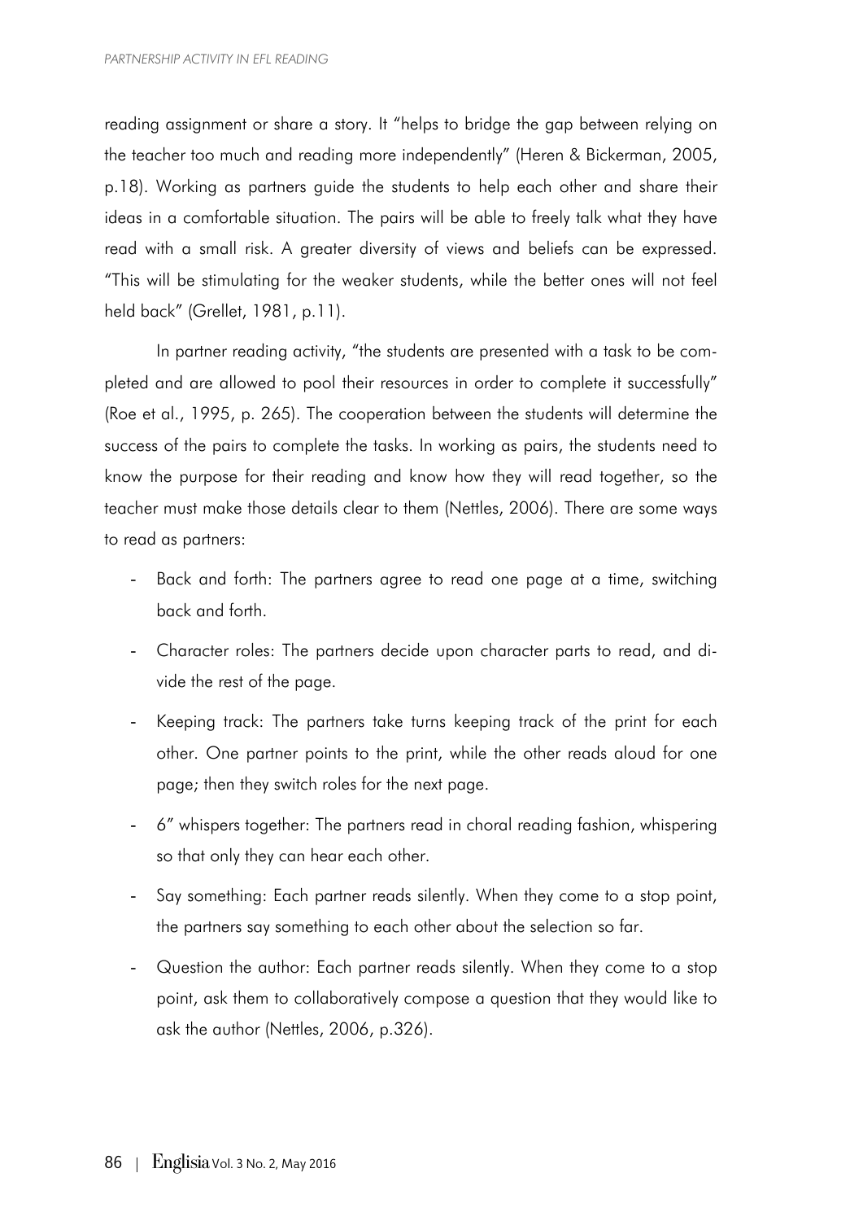reading assignment or share a story. It "helps to bridge the gap between relying on the teacher too much and reading more independently" (Heren & Bickerman, 2005, p.18). Working as partners guide the students to help each other and share their ideas in a comfortable situation. The pairs will be able to freely talk what they have read with a small risk. A greater diversity of views and beliefs can be expressed. "This will be stimulating for the weaker students, while the better ones will not feel held back" (Grellet, 1981, p.11).

In partner reading activity, "the students are presented with a task to be completed and are allowed to pool their resources in order to complete it successfully" (Roe et al., 1995, p. 265). The cooperation between the students will determine the success of the pairs to complete the tasks. In working as pairs, the students need to know the purpose for their reading and know how they will read together, so the teacher must make those details clear to them (Nettles, 2006). There are some ways to read as partners:

- Back and forth: The partners agree to read one page at a time, switching back and forth.
- Character roles: The partners decide upon character parts to read, and divide the rest of the page.
- Keeping track: The partners take turns keeping track of the print for each other. One partner points to the print, while the other reads aloud for one page; then they switch roles for the next page.
- 6" whispers together: The partners read in choral reading fashion, whispering so that only they can hear each other.
- Say something: Each partner reads silently. When they come to a stop point, the partners say something to each other about the selection so far.
- Question the author: Each partner reads silently. When they come to a stop point, ask them to collaboratively compose a question that they would like to ask the author (Nettles, 2006, p.326).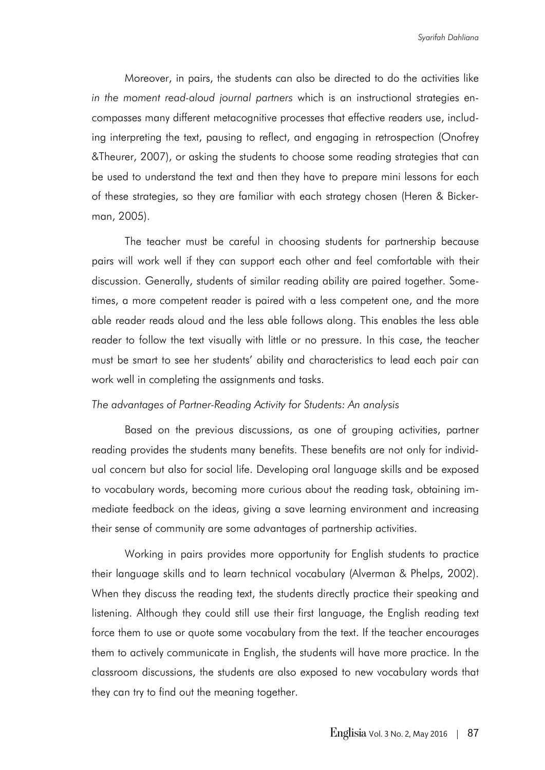Moreover, in pairs, the students can also be directed to do the activities like *in the moment read-aloud journal partners* which is an instructional strategies encompasses many different metacognitive processes that effective readers use, including interpreting the text, pausing to reflect, and engaging in retrospection (Onofrey &Theurer, 2007), or asking the students to choose some reading strategies that can be used to understand the text and then they have to prepare mini lessons for each of these strategies, so they are familiar with each strategy chosen (Heren & Bickerman, 2005).

The teacher must be careful in choosing students for partnership because pairs will work well if they can support each other and feel comfortable with their discussion. Generally, students of similar reading ability are paired together. Sometimes, a more competent reader is paired with a less competent one, and the more able reader reads aloud and the less able follows along. This enables the less able reader to follow the text visually with little or no pressure. In this case, the teacher must be smart to see her students' ability and characteristics to lead each pair can work well in completing the assignments and tasks.

*The advantages of Partner-Reading Activity for Students: An analysis*

Based on the previous discussions, as one of grouping activities, partner reading provides the students many benefits. These benefits are not only for individual concern but also for social life. Developing oral language skills and be exposed to vocabulary words, becoming more curious about the reading task, obtaining immediate feedback on the ideas, giving a save learning environment and increasing their sense of community are some advantages of partnership activities.

Working in pairs provides more opportunity for English students to practice their language skills and to learn technical vocabulary (Alverman & Phelps, 2002). When they discuss the reading text, the students directly practice their speaking and listening. Although they could still use their first language, the English reading text force them to use or quote some vocabulary from the text. If the teacher encourages them to actively communicate in English, the students will have more practice. In the classroom discussions, the students are also exposed to new vocabulary words that they can try to find out the meaning together.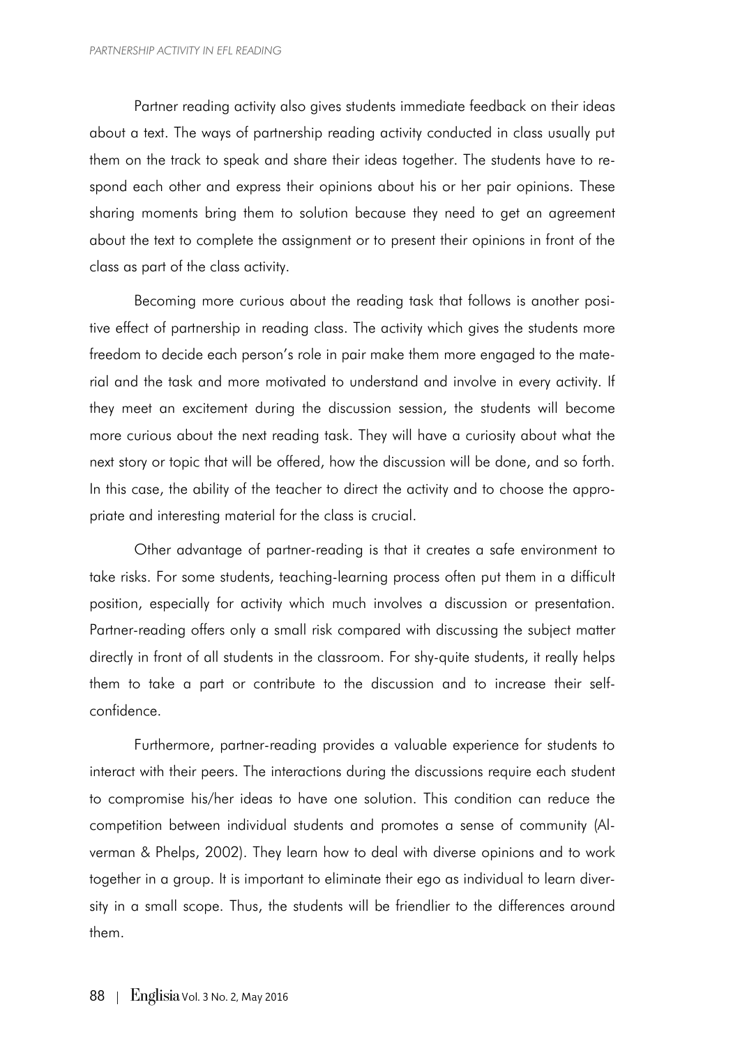Partner reading activity also gives students immediate feedback on their ideas about a text. The ways of partnership reading activity conducted in class usually put them on the track to speak and share their ideas together. The students have to respond each other and express their opinions about his or her pair opinions. These sharing moments bring them to solution because they need to get an agreement about the text to complete the assignment or to present their opinions in front of the class as part of the class activity.

Becoming more curious about the reading task that follows is another positive effect of partnership in reading class. The activity which gives the students more freedom to decide each person's role in pair make them more engaged to the material and the task and more motivated to understand and involve in every activity. If they meet an excitement during the discussion session, the students will become more curious about the next reading task. They will have a curiosity about what the next story or topic that will be offered, how the discussion will be done, and so forth. In this case, the ability of the teacher to direct the activity and to choose the appropriate and interesting material for the class is crucial.

Other advantage of partner-reading is that it creates a safe environment to take risks. For some students, teaching-learning process often put them in a difficult position, especially for activity which much involves a discussion or presentation. Partner-reading offers only a small risk compared with discussing the subject matter directly in front of all students in the classroom. For shy-quite students, it really helps them to take a part or contribute to the discussion and to increase their self-confidence.

Furthermore, partner-reading provides a valuable experience for students to interact with their peers. The interactions during the discussions require each student to compromise his/her ideas to have one solution. This condition can reduce the competition between individual students and promotes a sense of community (Alverman & Phelps, 2002). They learn how to deal with diverse opinions and to work together in a group. It is important to eliminate their ego as individual to learn diversity in a small scope. Thus, the students will be friendlier to the differences around them.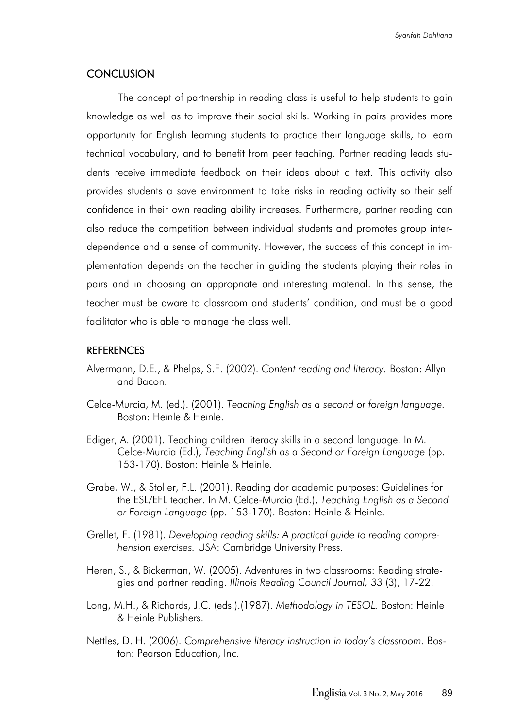## CONCLUSION

The concept of partnership in reading class is useful to help students to gain knowledge as well as to improve their social skills. Working in pairs provides more opportunity for English learning students to practice their language skills, to learn technical vocabulary, and to benefit from peer teaching. Partner reading leads students receive immediate feedback on their ideas about a text. This activity also provides students a save environment to take risks in reading activity so their self confidence in their own reading ability increases. Furthermore, partner reading can also reduce the competition between individual students and promotes group interdependence and a sense of community. However, the success of this concept in implementation depends on the teacher in guiding the students playing their roles in pairs and in choosing an appropriate and interesting material. In this sense, the teacher must be aware to classroom and students' condition, and must be a good facilitator who is able to manage the class well.

## REFERENCES

Alvermann, D.E., & Phelps, S.F. (2002). *Content reading and literacy*. Boston: Allyn and Bacon.

Celce-Murcia, M. (ed.). (2001). *Teaching English as a second or foreign language*. Boston: Heinle & Heinle.

Ediger, A. (2001). Teaching children literacy skills in a second language. In M. Celce-Murcia (Ed.), *Teaching English as a Second or Foreign Language* (pp. 153-170). Boston: Heinle & Heinle.

Grabe, W., & Stoller, F.L. (2001). Reading dor academic purposes: Guidelines for the ESL/EFL teacher. In M. Celce-Murcia (Ed.), *Teaching English as a Second or Foreign Language* (pp. 153-170). Boston: Heinle & Heinle.

Grellet, F. (1981). *Developing reading skills: A practical guide to reading comprehension exercises.* USA: Cambridge University Press.

Heren, S., & Bickerman, W. (2005). Adventures in two classrooms: Reading strategies and partner reading. *Illinois Reading Council Journal, 33* (3), 17-22.

Long, M.H., & Richards, J.C. (eds.).(1987). *Methodology in TESOL.* Boston: Heinle & Heinle Publishers.

Nettles, D. H. (2006). *Comprehensive literacy instruction in today's classroom.* Boston: Pearson Education, Inc.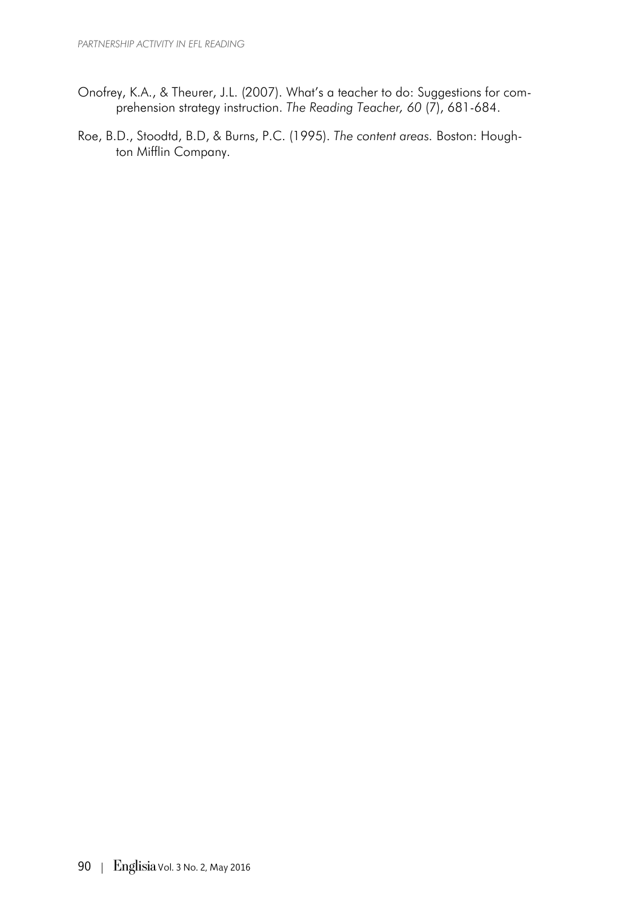Onofrey, K.A., & Theurer, J.L. (2007). What's a teacher to do: Suggestions for comprehension strategy instruction. *The Reading Teacher, 60* (7), 681-684.

Roe, B.D., Stoodtd, B.D, & Burns, P.C. (1995). *The content areas.* Boston: Houghton Mifflin Company.